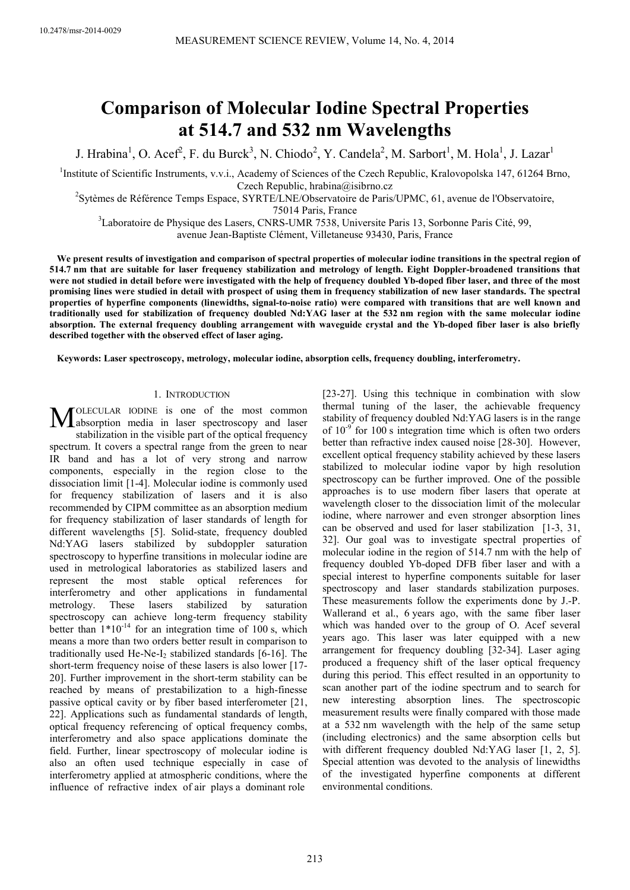# Comparison of Molecular Iodine Spectral Properties at 514.7 and 532 nm Wavelengths

J. Hrabina[1], O. Acef[2], F. du Burck[3], N. Chiodo[2], Y. Candela[2], M. Sarbort[1], M. Hola[1], J. Lazar[1]

[1]Institute of Scientific Instruments, v.v.i., Academy of Sciences of the Czech Republic, Kralovopolska 147, 61264 Brno, Czech Republic, hrabina@isibrno.cz

[2]Sytèmes de Référence Temps Espace, SYRTE/LNE/Observatoire de Paris/UPMC, 61, avenue de l'Observatoire, 75014 Paris, France

[3]Laboratoire de Physique des Lasers, CNRS-UMR 7538, Universite Paris 13, Sorbonne Paris Cité, 99, avenue Jean-Baptiste Clément, Villetaneuse 93430, Paris, France

**We present results of investigation and comparison of spectral properties of molecular iodine transitions in the spectral region of 514.7 nm that are suitable for laser frequency stabilization and metrology of length. Eight Doppler-broadened transitions that were not studied in detail before were investigated with the help of frequency doubled Yb-doped fiber laser, and three of the most promising lines were studied in detail with prospect of using them in frequency stabilization of new laser standards. The spectral properties of hyperfine components (linewidths, signal-to-noise ratio) were compared with transitions that are well known and traditionally used for stabilization of frequency doubled Nd:YAG laser at the 532 nm region with the same molecular iodine absorption. The external frequency doubling arrangement with waveguide crystal and the Yb-doped fiber laser is also briefly described together with the observed effect of laser aging.**

**Keywords: Laser spectroscopy, metrology, molecular iodine, absorption cells, frequency doubling, interferometry.**

## 1. Introduction

Molecular iodine is one of the most common absorption media in laser spectroscopy and laser stabilization in the visible part of the optical frequency spectrum. It covers a spectral range from the green to near IR band and has a lot of very strong and narrow components, especially in the region close to the dissociation limit [1-4]. Molecular iodine is commonly used for frequency stabilization of lasers and it is also recommended by CIPM committee as an absorption medium for frequency stabilization of laser standards of length for different wavelengths [5]. Solid-state, frequency doubled Nd:YAG lasers stabilized by subdoppler saturation spectroscopy to hyperfine transitions in molecular iodine are used in metrological laboratories as stabilized lasers and represent the most stable optical references for interferometry and other applications in fundamental metrology. These lasers stabilized by saturation spectroscopy can achieve long-term frequency stability better than $1*10^{-14}$ for an integration time of 100 s, which means a more than two orders better result in comparison to traditionally used He-Ne-$I_2$ stabilized standards [6-16]. The short-term frequency noise of these lasers is also lower [17-20]. Further improvement in the short-term stability can be reached by means of prestabilization to a high-finesse passive optical cavity or by fiber based interferometer [21, 22]. Applications such as fundamental standards of length, optical frequency referencing of optical frequency combs, interferometry and also space applications dominate the field. Further, linear spectroscopy of molecular iodine is also an often used technique especially in case of interferometry applied at atmospheric conditions, where the influence of refractive index of air plays a dominant role [23-27]. Using this technique in combination with slow thermal tuning of the laser, the achievable frequency stability of frequency doubled Nd:YAG lasers is in the range of $10^{-9}$ for 100 s integration time which is often two orders better than refractive index caused noise [28-30]. However, excellent optical frequency stability achieved by these lasers stabilized to molecular iodine vapor by high resolution spectroscopy can be further improved. One of the possible approaches is to use modern fiber lasers that operate at wavelength closer to the dissociation limit of the molecular iodine, where narrower and even stronger absorption lines can be observed and used for laser stabilization [1-3, 31, 32]. Our goal was to investigate spectral properties of molecular iodine in the region of 514.7 nm with the help of frequency doubled Yb-doped DFB fiber laser and with a special interest to hyperfine components suitable for laser spectroscopy and laser standards stabilization purposes. These measurements follow the experiments done by J.-P. Wallerand et al., 6 years ago, with the same fiber laser which was handed over to the group of O. Acef several years ago. This laser was later equipped with a new arrangement for frequency doubling [32-34]. Laser aging produced a frequency shift of the laser optical frequency during this period. This effect resulted in an opportunity to scan another part of the iodine spectrum and to search for new interesting absorption lines. The spectroscopic measurement results were finally compared with those made at a 532 nm wavelength with the help of the same setup (including electronics) and the same absorption cells but with different frequency doubled Nd:YAG laser [1, 2, 5]. Special attention was devoted to the analysis of linewidths of the investigated hyperfine components at different environmental conditions.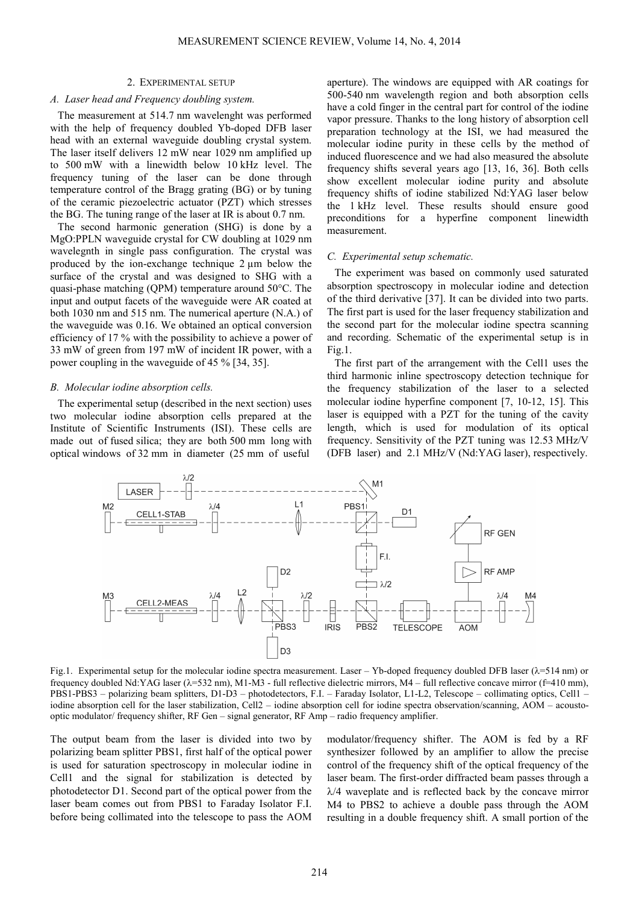## 2. EXPERIMENTAL SETUP

### *A. Laser head and Frequency doubling system.*

The measurement at 514.7 nm wavelenght was performed with the help of frequency doubled Yb-doped DFB laser head with an external waveguide doubling crystal system. The laser itself delivers 12 mW near 1029 nm amplified up to 500 mW with a linewidth below 10 kHz level. The frequency tuning of the laser can be done through temperature control of the Bragg grating (BG) or by tuning of the ceramic piezoelectric actuator (PZT) which stresses the BG. The tuning range of the laser at IR is about 0.7 nm.

The second harmonic generation (SHG) is done by a MgO:PPLN waveguide crystal for CW doubling at 1029 nm wavelegnth in single pass configuration. The crystal was produced by the ion-exchange technique 2 µm below the surface of the crystal and was designed to SHG with a quasi-phase matching (QPM) temperature around 50°C. The input and output facets of the waveguide were AR coated at both 1030 nm and 515 nm. The numerical aperture (N.A.) of the waveguide was 0.16. We obtained an optical conversion efficiency of 17 % with the possibility to achieve a power of 33 mW of green from 197 mW of incident IR power, with a power coupling in the waveguide of 45 % [34, 35].

### *B. Molecular iodine absorption cells.*

The experimental setup (described in the next section) uses two molecular iodine absorption cells prepared at the Institute of Scientific Instruments (ISI). These cells are made out of fused silica; they are both 500 mm long with optical windows of 32 mm in diameter (25 mm of useful aperture). The windows are equipped with AR coatings for 500-540 nm wavelength region and both absorption cells have a cold finger in the central part for control of the iodine vapor pressure. Thanks to the long history of absorption cell preparation technology at the ISI, we had measured the molecular iodine purity in these cells by the method of induced fluorescence and we had also measured the absolute frequency shifts several years ago [13, 16, 36]. Both cells show excellent molecular iodine purity and absolute frequency shifts of iodine stabilized Nd:YAG laser below the 1 kHz level. These results should ensure good preconditions for a hyperfine component linewidth measurement.

### *C. Experimental setup schematic.*

The experiment was based on commonly used saturated absorption spectroscopy in molecular iodine and detection of the third derivative [37]. It can be divided into two parts. The first part is used for the laser frequency stabilization and the second part for the molecular iodine spectra scanning and recording. Schematic of the experimental setup is in Fig.1.

The first part of the arrangement with the Cell1 uses the third harmonic inline spectroscopy detection technique for the frequency stabilization of the laser to a selected molecular iodine hyperfine component [7, 10-12, 15]. This laser is equipped with a PZT for the tuning of the cavity length, which is used for modulation of its optical frequency. Sensitivity of the PZT tuning was 12.53 MHz/V (DFB laser) and 2.1 MHz/V (Nd:YAG laser), respectively.

Fig.1. Experimental setup for the molecular iodine spectra measurement. Laser – Yb-doped frequency doubled DFB laser ($\lambda$=514 nm) or frequency doubled Nd:YAG laser ($\lambda$=532 nm), M1-M3 - full reflective dielectric mirrors, M4 – full reflective concave mirror (f=410 mm), PBS1-PBS3 – polarizing beam splitters, D1-D3 – photodetectors, F.I. – Faraday Isolator, L1-L2, Telescope – collimating optics, Cell1 – iodine absorption cell for the laser stabilization, Cell2 – iodine absorption cell for iodine spectra observation/scanning, AOM – acousto-optic modulator/ frequency shifter, RF Gen – signal generator, RF Amp – radio frequency amplifier.

The output beam from the laser is divided into two by polarizing beam splitter PBS1, first half of the optical power is used for saturation spectroscopy in molecular iodine in Cell1 and the signal for stabilization is detected by photodetector D1. Second part of the optical power from the laser beam comes out from PBS1 to Faraday Isolator F.I. before being collimated into the telescope to pass the AOM modulator/frequency shifter. The AOM is fed by a RF synthesizer followed by an amplifier to allow the precise control of the frequency shift of the optical frequency of the laser beam. The first-order diffracted beam passes through a $\lambda/4$ waveplate and is reflected back by the concave mirror M4 to PBS2 to achieve a double pass through the AOM resulting in a double frequency shift. A small portion of the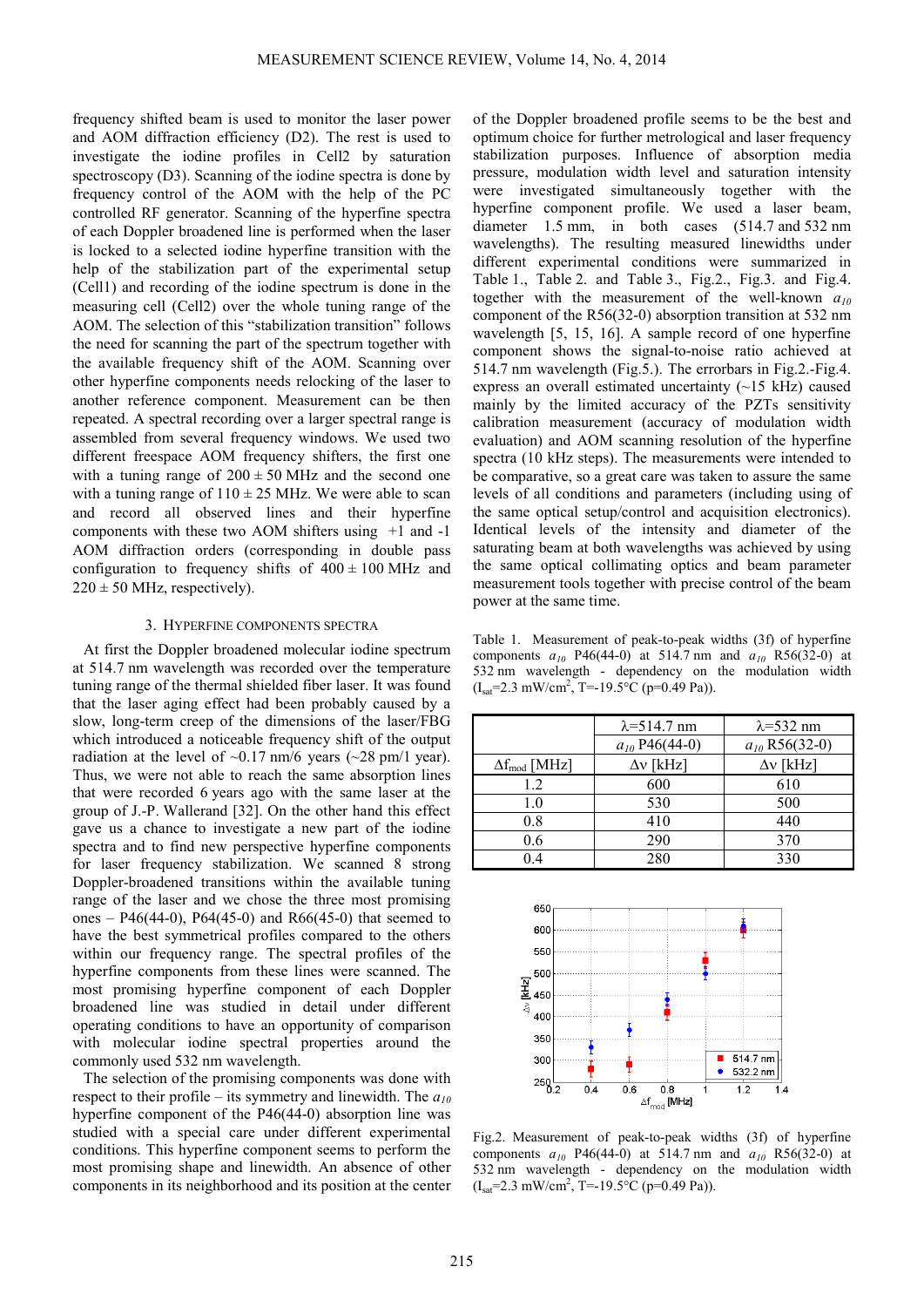frequency shifted beam is used to monitor the laser power and AOM diffraction efficiency (D2). The rest is used to investigate the iodine profiles in Cell2 by saturation spectroscopy (D3). Scanning of the iodine spectra is done by frequency control of the AOM with the help of the PC controlled RF generator. Scanning of the hyperfine spectra of each Doppler broadened line is performed when the laser is locked to a selected iodine hyperfine transition with the help of the stabilization part of the experimental setup (Cell1) and recording of the iodine spectrum is done in the measuring cell (Cell2) over the whole tuning range of the AOM. The selection of this "stabilization transition" follows the need for scanning the part of the spectrum together with the available frequency shift of the AOM. Scanning over other hyperfine components needs relocking of the laser to another reference component. Measurement can be then repeated. A spectral recording over a larger spectral range is assembled from several frequency windows. We used two different freespace AOM frequency shifters, the first one with a tuning range of 200 ± 50 MHz and the second one with a tuning range of 110 ± 25 MHz. We were able to scan and record all observed lines and their hyperfine components with these two AOM shifters using +1 and -1 AOM diffraction orders (corresponding in double pass configuration to frequency shifts of 400 ± 100 MHz and 220 ± 50 MHz, respectively).

## 3. Hyperfine components spectra

At first the Doppler broadened molecular iodine spectrum at 514.7 nm wavelength was recorded over the temperature tuning range of the thermal shielded fiber laser. It was found that the laser aging effect had been probably caused by a slow, long-term creep of the dimensions of the laser/FBG which introduced a noticeable frequency shift of the output radiation at the level of ~0.17 nm/6 years (~28 pm/1 year). Thus, we were not able to reach the same absorption lines that were recorded 6 years ago with the same laser at the group of J.-P. Wallerand [32]. On the other hand this effect gave us a chance to investigate a new part of the iodine spectra and to find new perspective hyperfine components for laser frequency stabilization. We scanned 8 strong Doppler-broadened transitions within the available tuning range of the laser and we chose the three most promising ones – P46(44-0), P64(45-0) and R66(45-0) that seemed to have the best symmetrical profiles compared to the others within our frequency range. The spectral profiles of the hyperfine components from these lines were scanned. The most promising hyperfine component of each Doppler broadened line was studied in detail under different operating conditions to have an opportunity of comparison with molecular iodine spectral properties around the commonly used 532 nm wavelength.

The selection of the promising components was done with respect to their profile – its symmetry and linewidth. The $a_{10}$ hyperfine component of the P46(44-0) absorption line was studied with a special care under different experimental conditions. This hyperfine component seems to perform the most promising shape and linewidth. An absence of other components in its neighborhood and its position at the center of the Doppler broadened profile seems to be the best and optimum choice for further metrological and laser frequency stabilization purposes. Influence of absorption media pressure, modulation width level and saturation intensity were investigated simultaneously together with the hyperfine component profile. We used a laser beam, diameter 1.5 mm, in both cases (514.7 and 532 nm wavelengths). The resulting measured linewidths under different experimental conditions were summarized in Table 1., Table 2. and Table 3., Fig.2., Fig.3. and Fig.4. together with the measurement of the well-known $a_{10}$ component of the R56(32-0) absorption transition at 532 nm wavelength [5, 15, 16]. A sample record of one hyperfine component shows the signal-to-noise ratio achieved at 514.7 nm wavelength (Fig.5.). The errorbars in Fig.2.-Fig.4. express an overall estimated uncertainty (~15 kHz) caused mainly by the limited accuracy of the PZTs sensitivity calibration measurement (accuracy of modulation width evaluation) and AOM scanning resolution of the hyperfine spectra (10 kHz steps). The measurements were intended to be comparative, so a great care was taken to assure the same levels of all conditions and parameters (including using of the same optical setup/control and acquisition electronics). Identical levels of the intensity and diameter of the saturating beam at both wavelengths was achieved by using the same optical collimating optics and beam parameter measurement tools together with precise control of the beam power at the same time.

Table 1. Measurement of peak-to-peak widths (3f) of hyperfine components $a_{10}$ P46(44-0) at 514.7 nm and $a_{10}$ R56(32-0) at 532 nm wavelength - dependency on the modulation width ($I_{sat}$=2.3 mW/cm$^2$, T=-19.5°C (p=0.49 Pa)).

| | λ=514.7 nm | λ=532 nm |
|---|---|---|
| | $a_{10}$ P46(44-0) | $a_{10}$ R56(32-0) |
| $\Delta f_{mod}$ [MHz] | Δν [kHz] | Δν [kHz] |
| 1.2 | 600 | 610 |
| 1.0 | 530 | 500 |
| 0.8 | 410 | 440 |
| 0.6 | 290 | 370 |
| 0.4 | 280 | 330 |

Fig.2. Measurement of peak-to-peak widths (3f) of hyperfine components $a_{10}$ P46(44-0) at 514.7 nm and $a_{10}$ R56(32-0) at 532 nm wavelength - dependency on the modulation width ($I_{sat}$=2.3 mW/cm$^2$, T=-19.5°C (p=0.49 Pa)).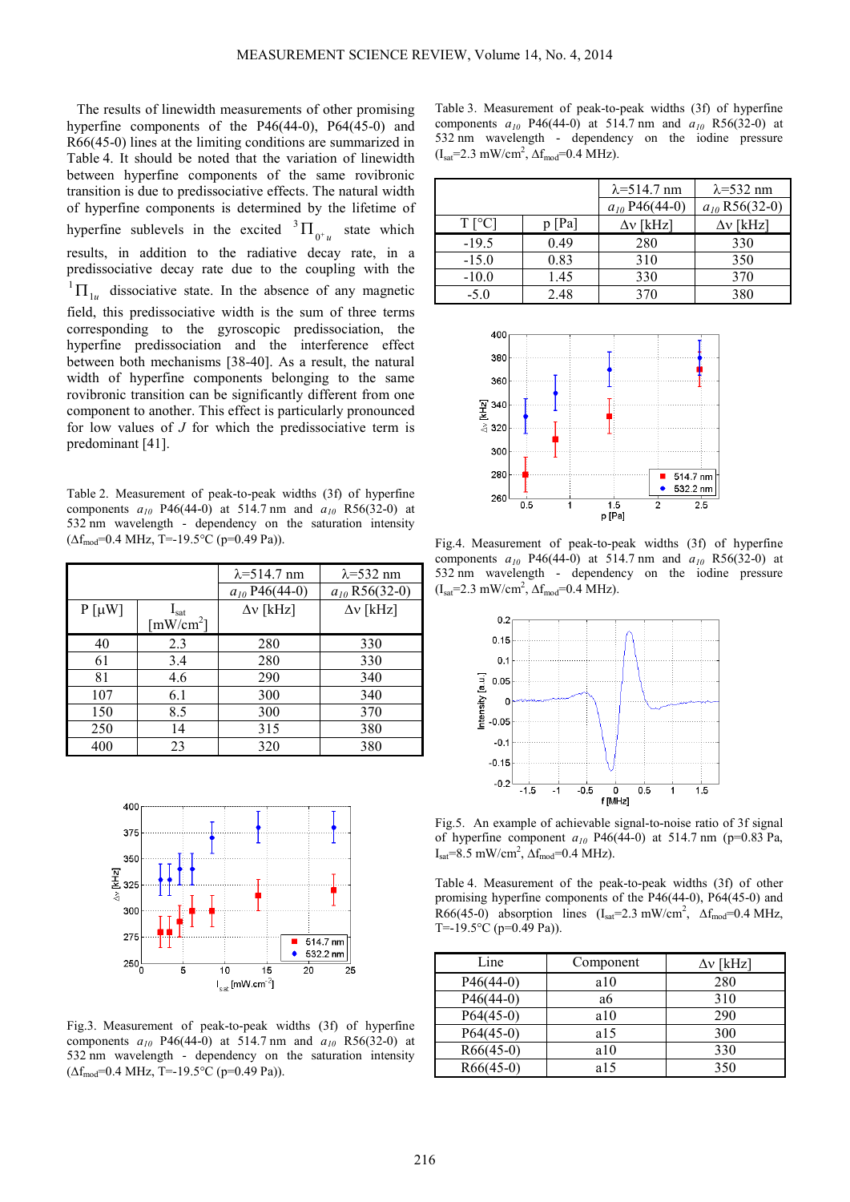The results of linewidth measurements of other promising hyperfine components of the P46(44-0), P64(45-0) and R66(45-0) lines at the limiting conditions are summarized in Table 4. It should be noted that the variation of linewidth between hyperfine components of the same rovibronic transition is due to predissociative effects. The natural width of hyperfine components is determined by the lifetime of hyperfine sublevels in the excited $^3\Pi_{0^+u}$ state which results, in addition to the radiative decay rate, in a predissociative decay rate due to the coupling with the $^1\Pi_{1u}$ dissociative state. In the absence of any magnetic field, this predissociative width is the sum of three terms corresponding to the gyroscopic predissociation, the hyperfine predissociation and the interference effect between both mechanisms [38-40]. As a result, the natural width of hyperfine components belonging to the same rovibronic transition can be significantly different from one component to another. This effect is particularly pronounced for low values of *J* for which the predissociative term is predominant [41].

Table 2. Measurement of peak-to-peak widths (3f) of hyperfine components $a_{10}$ P46(44-0) at 514.7 nm and $a_{10}$ R56(32-0) at 532 nm wavelength - dependency on the saturation intensity ($\Delta f_{mod}$=0.4 MHz, T=-19.5°C (p=0.49 Pa)).

| | | λ=514.7 nm | λ=532 nm |
|---|---|---|---|
| | | $a_{10}$ P46(44-0) | $a_{10}$ R56(32-0) |
| P [μW] | $I_{sat}$ [mW/cm$^2$] | Δν [kHz] | Δν [kHz] |
| 40 | 2.3 | 280 | 330 |
| 61 | 3.4 | 280 | 330 |
| 81 | 4.6 | 290 | 340 |
| 107 | 6.1 | 300 | 340 |
| 150 | 8.5 | 300 | 370 |
| 250 | 14 | 315 | 380 |
| 400 | 23 | 320 | 380 |

Fig.3. Measurement of peak-to-peak widths (3f) of hyperfine components $a_{10}$ P46(44-0) at 514.7 nm and $a_{10}$ R56(32-0) at 532 nm wavelength - dependency on the saturation intensity ($\Delta f_{mod}$=0.4 MHz, T=-19.5°C (p=0.49 Pa)).

Table 3. Measurement of peak-to-peak widths (3f) of hyperfine components $a_{10}$ P46(44-0) at 514.7 nm and $a_{10}$ R56(32-0) at 532 nm wavelength - dependency on the iodine pressure ($I_{sat}$=2.3 mW/cm$^2$, $\Delta f_{mod}$=0.4 MHz).

| | | λ=514.7 nm | λ=532 nm |
|---|---|---|---|
| | | $a_{10}$ P46(44-0) | $a_{10}$ R56(32-0) |
| T [°C] | p [Pa] | Δν [kHz] | Δν [kHz] |
| -19.5 | 0.49 | 280 | 330 |
| -15.0 | 0.83 | 310 | 350 |
| -10.0 | 1.45 | 330 | 370 |
| -5.0 | 2.48 | 370 | 380 |

Fig.4. Measurement of peak-to-peak widths (3f) of hyperfine components $a_{10}$ P46(44-0) at 514.7 nm and $a_{10}$ R56(32-0) at 532 nm wavelength - dependency on the iodine pressure ($I_{sat}$=2.3 mW/cm$^2$, $\Delta f_{mod}$=0.4 MHz).

Fig.5. An example of achievable signal-to-noise ratio of 3f signal of hyperfine component $a_{10}$ P46(44-0) at 514.7 nm (p=0.83 Pa, $I_{sat}$=8.5 mW/cm$^2$, $\Delta f_{mod}$=0.4 MHz).

Table 4. Measurement of the peak-to-peak widths (3f) of other promising hyperfine components of the P46(44-0), P64(45-0) and R66(45-0) absorption lines ($I_{sat}$=2.3 mW/cm$^2$, $\Delta f_{mod}$=0.4 MHz, T=-19.5°C (p=0.49 Pa)).

| Line | Component | Δν [kHz] |
|---|---|---|
| P46(44-0) | a10 | 280 |
| P46(44-0) | a6 | 310 |
| P64(45-0) | a10 | 290 |
| P64(45-0) | a15 | 300 |
| R66(45-0) | a10 | 330 |
| R66(45-0) | a15 | 350 |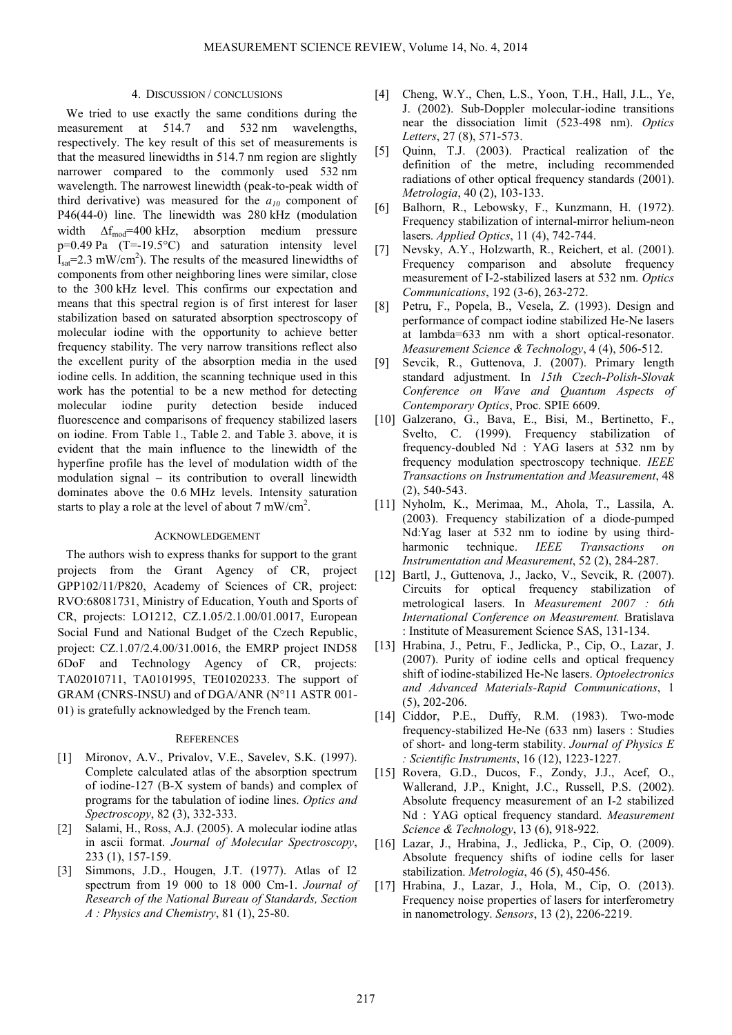## 4. DISCUSSION / CONCLUSIONS

We tried to use exactly the same conditions during the measurement at 514.7 and 532 nm wavelengths, respectively. The key result of this set of measurements is that the measured linewidths in 514.7 nm region are slightly narrower compared to the commonly used 532 nm wavelength. The narrowest linewidth (peak-to-peak width of third derivative) was measured for the $a_{10}$ component of P46(44-0) line. The linewidth was 280 kHz (modulation width $\Delta f_{mod}$=400 kHz, absorption medium pressure p=0.49 Pa (T=-19.5°C) and saturation intensity level $I_{sat}$=2.3 mW/cm$^2$). The results of the measured linewidths of components from other neighboring lines were similar, close to the 300 kHz level. This confirms our expectation and means that this spectral region is of first interest for laser stabilization based on saturated absorption spectroscopy of molecular iodine with the opportunity to achieve better frequency stability. The very narrow transitions reflect also the excellent purity of the absorption media in the used iodine cells. In addition, the scanning technique used in this work has the potential to be a new method for detecting molecular iodine purity detection beside induced fluorescence and comparisons of frequency stabilized lasers on iodine. From Table 1., Table 2. and Table 3. above, it is evident that the main influence to the linewidth of the hyperfine profile has the level of modulation width of the modulation signal – its contribution to overall linewidth dominates above the 0.6 MHz levels. Intensity saturation starts to play a role at the level of about 7 mW/cm$^2$.

## ACKNOWLEDGEMENT

The authors wish to express thanks for support to the grant projects from the Grant Agency of CR, project GPP102/11/P820, Academy of Sciences of CR, project: RVO:68081731, Ministry of Education, Youth and Sports of CR, projects: LO1212, CZ.1.05/2.1.00/01.0017, European Social Fund and National Budget of the Czech Republic, project: CZ.1.07/2.4.00/31.0016, the EMRP project IND58 6DoF and Technology Agency of CR, projects: TA02010711, TA0101995, TE01020233. The support of GRAM (CNRS-INSU) and of DGA/ANR (N°11 ASTR 001-01) is gratefully acknowledged by the French team.

## REFERENCES

[1] Mironov, A.V., Privalov, V.E., Savelev, S.K. (1997). Complete calculated atlas of the absorption spectrum of iodine-127 (B-X system of bands) and complex of programs for the tabulation of iodine lines. *Optics and Spectroscopy*, 82 (3), 332-333.

[2] Salami, H., Ross, A.J. (2005). A molecular iodine atlas in ascii format. *Journal of Molecular Spectroscopy*, 233 (1), 157-159.

[3] Simmons, J.D., Hougen, J.T. (1977). Atlas of I2 spectrum from 19 000 to 18 000 Cm-1. *Journal of Research of the National Bureau of Standards, Section A : Physics and Chemistry*, 81 (1), 25-80.

[4] Cheng, W.Y., Chen, L.S., Yoon, T.H., Hall, J.L., Ye, J. (2002). Sub-Doppler molecular-iodine transitions near the dissociation limit (523-498 nm). *Optics Letters*, 27 (8), 571-573.

[5] Quinn, T.J. (2003). Practical realization of the definition of the metre, including recommended radiations of other optical frequency standards (2001). *Metrologia*, 40 (2), 103-133.

[6] Balhorn, R., Lebowsky, F., Kunzmann, H. (1972). Frequency stabilization of internal-mirror helium-neon lasers. *Applied Optics*, 11 (4), 742-744.

[7] Nevsky, A.Y., Holzwarth, R., Reichert, et al. (2001). Frequency comparison and absolute frequency measurement of I-2-stabilized lasers at 532 nm. *Optics Communications*, 192 (3-6), 263-272.

[8] Petru, F., Popela, B., Vesela, Z. (1993). Design and performance of compact iodine stabilized He-Ne lasers at lambda=633 nm with a short optical-resonator. *Measurement Science & Technology*, 4 (4), 506-512.

[9] Sevcik, R., Guttenova, J. (2007). Primary length standard adjustment. In *15th Czech-Polish-Slovak Conference on Wave and Quantum Aspects of Contemporary Optics*, Proc. SPIE 6609.

[10] Galzerano, G., Bava, E., Bisi, M., Bertinetto, F., Svelto, C. (1999). Frequency stabilization of frequency-doubled Nd : YAG lasers at 532 nm by frequency modulation spectroscopy technique. *IEEE Transactions on Instrumentation and Measurement*, 48 (2), 540-543.

[11] Nyholm, K., Merimaa, M., Ahola, T., Lassila, A. (2003). Frequency stabilization of a diode-pumped Nd:Yag laser at 532 nm to iodine by using third-harmonic technique. *IEEE Transactions on Instrumentation and Measurement*, 52 (2), 284-287.

[12] Bartl, J., Guttenova, J., Jacko, V., Sevcik, R. (2007). Circuits for optical frequency stabilization of metrological lasers. In *Measurement 2007 : 6th International Conference on Measurement.* Bratislava : Institute of Measurement Science SAS, 131-134.

[13] Hrabina, J., Petru, F., Jedlicka, P., Cip, O., Lazar, J. (2007). Purity of iodine cells and optical frequency shift of iodine-stabilized He-Ne lasers. *Optoelectronics and Advanced Materials-Rapid Communications*, 1 (5), 202-206.

[14] Ciddor, P.E., Duffy, R.M. (1983). Two-mode frequency-stabilized He-Ne (633 nm) lasers : Studies of short- and long-term stability. *Journal of Physics E : Scientific Instruments*, 16 (12), 1223-1227.

[15] Rovera, G.D., Ducos, F., Zondy, J.J., Acef, O., Wallerand, J.P., Knight, J.C., Russell, P.S. (2002). Absolute frequency measurement of an I-2 stabilized Nd : YAG optical frequency standard. *Measurement Science & Technology*, 13 (6), 918-922.

[16] Lazar, J., Hrabina, J., Jedlicka, P., Cip, O. (2009). Absolute frequency shifts of iodine cells for laser stabilization. *Metrologia*, 46 (5), 450-456.

[17] Hrabina, J., Lazar, J., Hola, M., Cip, O. (2013). Frequency noise properties of lasers for interferometry in nanometrology. *Sensors*, 13 (2), 2206-2219.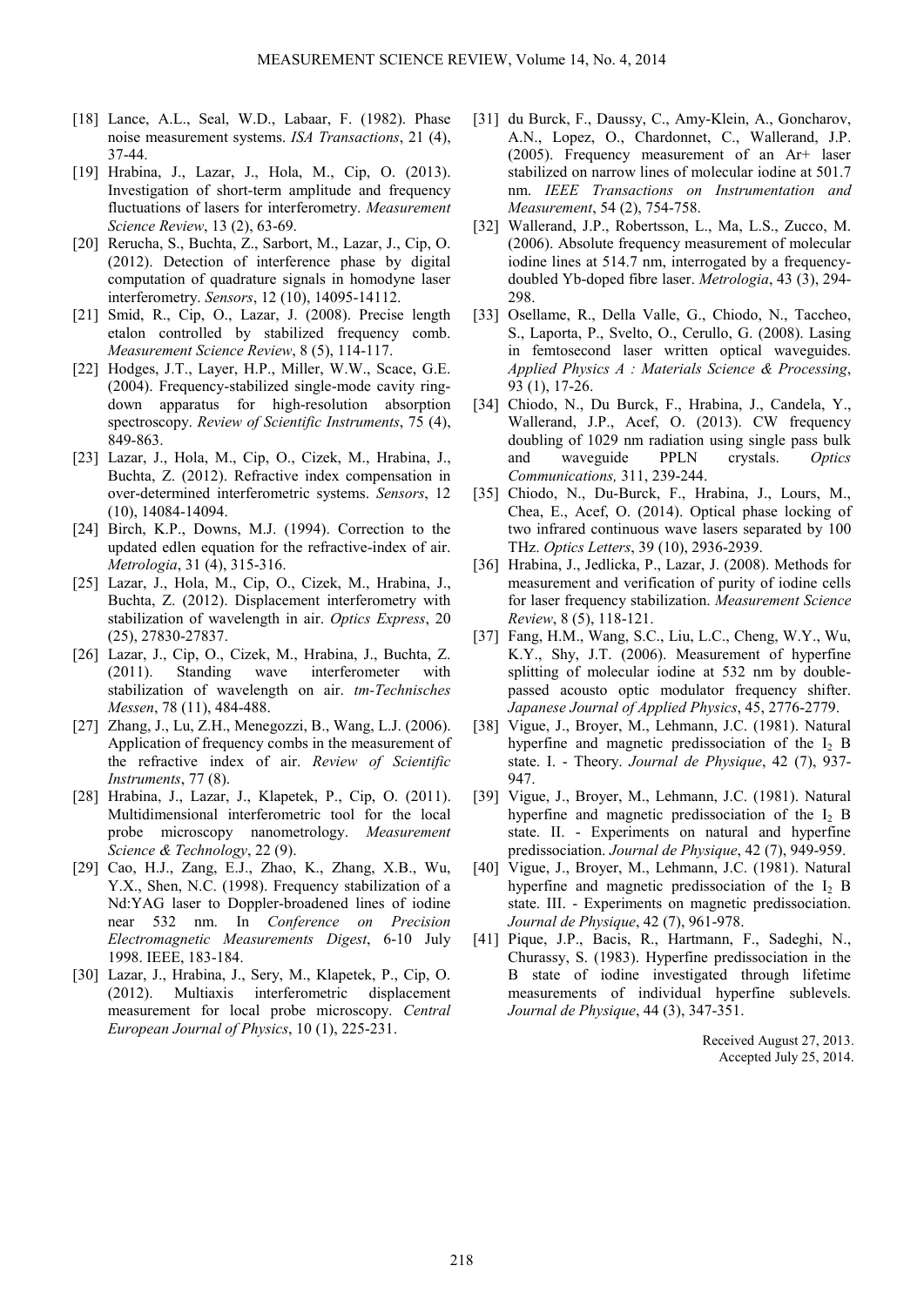[18] Lance, A.L., Seal, W.D., Labaar, F. (1982). Phase noise measurement systems. *ISA Transactions*, 21 (4), 37-44.

[19] Hrabina, J., Lazar, J., Hola, M., Cip, O. (2013). Investigation of short-term amplitude and frequency fluctuations of lasers for interferometry. *Measurement Science Review*, 13 (2), 63-69.

[20] Rerucha, S., Buchta, Z., Sarbort, M., Lazar, J., Cip, O. (2012). Detection of interference phase by digital computation of quadrature signals in homodyne laser interferometry. *Sensors*, 12 (10), 14095-14112.

[21] Smid, R., Cip, O., Lazar, J. (2008). Precise length etalon controlled by stabilized frequency comb. *Measurement Science Review*, 8 (5), 114-117.

[22] Hodges, J.T., Layer, H.P., Miller, W.W., Scace, G.E. (2004). Frequency-stabilized single-mode cavity ring-down apparatus for high-resolution absorption spectroscopy. *Review of Scientific Instruments*, 75 (4), 849-863.

[23] Lazar, J., Hola, M., Cip, O., Cizek, M., Hrabina, J., Buchta, Z. (2012). Refractive index compensation in over-determined interferometric systems. *Sensors*, 12 (10), 14084-14094.

[24] Birch, K.P., Downs, M.J. (1994). Correction to the updated edlen equation for the refractive-index of air. *Metrologia*, 31 (4), 315-316.

[25] Lazar, J., Hola, M., Cip, O., Cizek, M., Hrabina, J., Buchta, Z. (2012). Displacement interferometry with stabilization of wavelength in air. *Optics Express*, 20 (25), 27830-27837.

[26] Lazar, J., Cip, O., Cizek, M., Hrabina, J., Buchta, Z. (2011). Standing wave interferometer with stabilization of wavelength on air. *tm-Technisches Messen*, 78 (11), 484-488.

[27] Zhang, J., Lu, Z.H., Menegozzi, B., Wang, L.J. (2006). Application of frequency combs in the measurement of the refractive index of air. *Review of Scientific Instruments*, 77 (8).

[28] Hrabina, J., Lazar, J., Klapetek, P., Cip, O. (2011). Multidimensional interferometric tool for the local probe microscopy nanometrology. *Measurement Science & Technology*, 22 (9).

[29] Cao, H.J., Zang, E.J., Zhao, K., Zhang, X.B., Wu, Y.X., Shen, N.C. (1998). Frequency stabilization of a Nd:YAG laser to Doppler-broadened lines of iodine near 532 nm. In *Conference on Precision Electromagnetic Measurements Digest*, 6-10 July 1998. IEEE, 183-184.

[30] Lazar, J., Hrabina, J., Sery, M., Klapetek, P., Cip, O. (2012). Multiaxis interferometric displacement measurement for local probe microscopy. *Central European Journal of Physics*, 10 (1), 225-231.

[31] du Burck, F., Daussy, C., Amy-Klein, A., Goncharov, A.N., Lopez, O., Chardonnet, C., Wallerand, J.P. (2005). Frequency measurement of an Ar+ laser stabilized on narrow lines of molecular iodine at 501.7 nm. *IEEE Transactions on Instrumentation and Measurement*, 54 (2), 754-758.

[32] Wallerand, J.P., Robertsson, L., Ma, L.S., Zucco, M. (2006). Absolute frequency measurement of molecular iodine lines at 514.7 nm, interrogated by a frequency-doubled Yb-doped fibre laser. *Metrologia*, 43 (3), 294-298.

[33] Osellame, R., Della Valle, G., Chiodo, N., Taccheo, S., Laporta, P., Svelto, O., Cerullo, G. (2008). Lasing in femtosecond laser written optical waveguides. *Applied Physics A : Materials Science & Processing*, 93 (1), 17-26.

[34] Chiodo, N., Du Burck, F., Hrabina, J., Candela, Y., Wallerand, J.P., Acef, O. (2013). CW frequency doubling of 1029 nm radiation using single pass bulk and waveguide PPLN crystals. *Optics Communications,* 311, 239-244.

[35] Chiodo, N., Du-Burck, F., Hrabina, J., Lours, M., Chea, E., Acef, O. (2014). Optical phase locking of two infrared continuous wave lasers separated by 100 THz. *Optics Letters*, 39 (10), 2936-2939.

[36] Hrabina, J., Jedlicka, P., Lazar, J. (2008). Methods for measurement and verification of purity of iodine cells for laser frequency stabilization. *Measurement Science Review*, 8 (5), 118-121.

[37] Fang, H.M., Wang, S.C., Liu, L.C., Cheng, W.Y., Wu, K.Y., Shy, J.T. (2006). Measurement of hyperfine splitting of molecular iodine at 532 nm by double-passed acousto optic modulator frequency shifter. *Japanese Journal of Applied Physics*, 45, 2776-2779.

[38] Vigue, J., Broyer, M., Lehmann, J.C. (1981). Natural hyperfine and magnetic predissociation of the $I_2$ B state. I. - Theory. *Journal de Physique*, 42 (7), 937-947.

[39] Vigue, J., Broyer, M., Lehmann, J.C. (1981). Natural hyperfine and magnetic predissociation of the $I_2$ B state. II. - Experiments on natural and hyperfine predissociation. *Journal de Physique*, 42 (7), 949-959.

[40] Vigue, J., Broyer, M., Lehmann, J.C. (1981). Natural hyperfine and magnetic predissociation of the $I_2$ B state. III. - Experiments on magnetic predissociation. *Journal de Physique*, 42 (7), 961-978.

[41] Pique, J.P., Bacis, R., Hartmann, F., Sadeghi, N., Churassy, S. (1983). Hyperfine predissociation in the B state of iodine investigated through lifetime measurements of individual hyperfine sublevels. *Journal de Physique*, 44 (3), 347-351.

Received August 27, 2013.
Accepted July 25, 2014.